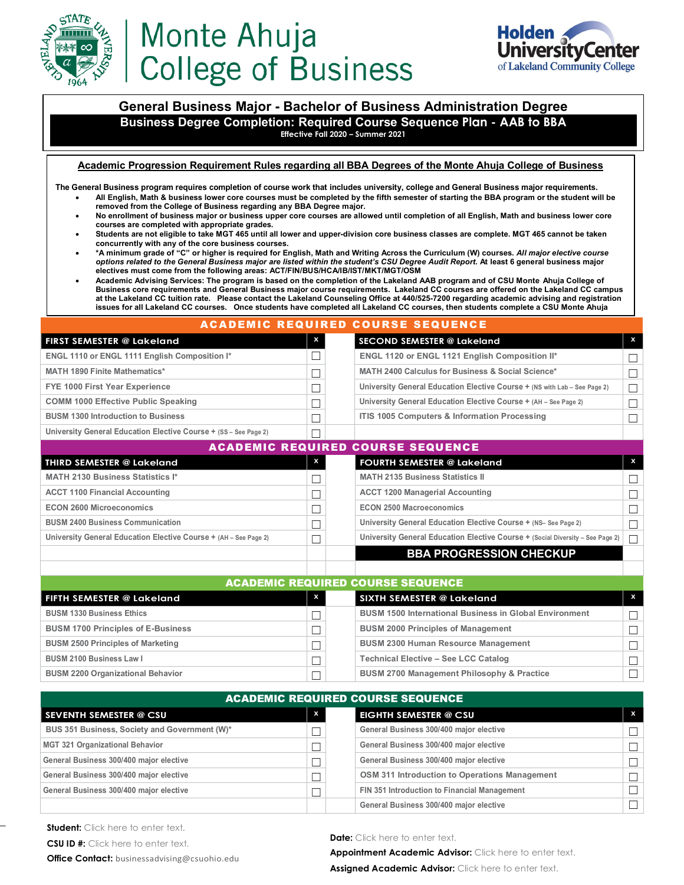# Monte Ahuja College of Business

Holden University Center of Lakeland Community College

## General Business Major - Bachelor of Business Administration Degree

### Business Degree Completion: Required Course Sequence Plan - AAB to BBA

Effective Fall 2020 – Summer 2021

**Academic Progression Requirement Rules regarding all BBA Degrees of the Monte Ahuja College of Business**

**The General Business program requires completion of course work that includes university, college and General Business major requirements.**

- **All English, Math & business lower core courses must be completed by the fifth semester of starting the BBA program or the student will be removed from the College of Business regarding any BBA Degree major.**
- **No enrollment of business major or business upper core courses are allowed until completion of all English, Math and business lower core courses are completed with appropriate grades.**
- **Students are not eligible to take MGT 465 until all lower and upper-division core business classes are complete. MGT 465 cannot be taken concurrently with any of the core business courses.**
- **\*A minimum grade of "C" or higher is required for English, Math and Writing Across the Curriculum (W) courses. *All major elective course options related to the General Business major are listed within the student's CSU Degree Audit Report.* At least 6 general business major electives must come from the following areas: ACT/FIN/BUS/HCA/IB/IST/MKT/MGT/OSM**
- **Academic Advising Services: The program is based on the completion of the Lakeland AAB program and of CSU Monte Ahuja College of Business core requirements and General Business major course requirements. Lakeland CC courses are offered on the Lakeland CC campus at the Lakeland CC tuition rate. Please contact the Lakeland Counseling Office at 440/525-7200 regarding academic advising and registration issues for all Lakeland CC courses. Once students have completed all Lakeland CC courses, then students complete a CSU Monte Ahuja**

## ACADEMIC REQUIRED COURSE SEQUENCE

| FIRST SEMESTER @ Lakeland | x | | SECOND SEMESTER @ Lakeland | x |
|---|---|---|---|---|
| ENGL 1110 or ENGL 1111 English Composition I* | ☐ | | ENGL 1120 or ENGL 1121 English Composition II* | ☐ |
| MATH 1890 Finite Mathematics* | ☐ | | MATH 2400 Calculus for Business & Social Science* | ☐ |
| FYE 1000 First Year Experience | ☐ | | University General Education Elective Course + (NS with Lab – See Page 2) | ☐ |
| COMM 1000 Effective Public Speaking | ☐ | | University General Education Elective Course + (AH – See Page 2) | ☐ |
| BUSM 1300 Introduction to Business | ☐ | | ITIS 1005 Computers & Information Processing | ☐ |
| University General Education Elective Course + (SS – See Page 2) | ☐ | | | |

## ACADEMIC REQUIRED COURSE SEQUENCE

| THIRD SEMESTER @ Lakeland | x | | FOURTH SEMESTER @ Lakeland | x |
|---|---|---|---|---|
| MATH 2130 Business Statistics I* | ☐ | | MATH 2135 Business Statistics II | ☐ |
| ACCT 1100 Financial Accounting | ☐ | | ACCT 1200 Managerial Accounting | ☐ |
| ECON 2600 Microeconomics | ☐ | | ECON 2500 Macroeconomics | ☐ |
| BUSM 2400 Business Communication | ☐ | | University General Education Elective Course + (NS– See Page 2) | ☐ |
| University General Education Elective Course + (AH – See Page 2) | ☐ | | University General Education Elective Course + (Social Diversity – See Page 2) | ☐ |
| | | | **BBA PROGRESSION CHECKUP** | |

## ACADEMIC REQUIRED COURSE SEQUENCE

| FIFTH SEMESTER @ Lakeland | x | | SIXTH SEMESTER @ Lakeland | x |
|---|---|---|---|---|
| BUSM 1330 Business Ethics | ☐ | | BUSM 1500 International Business in Global Environment | ☐ |
| BUSM 1700 Principles of E-Business | ☐ | | BUSM 2000 Principles of Management | ☐ |
| BUSM 2500 Principles of Marketing | ☐ | | BUSM 2300 Human Resource Management | ☐ |
| BUSM 2100 Business Law I | ☐ | | Technical Elective – See LCC Catalog | ☐ |
| BUSM 2200 Organizational Behavior | ☐ | | BUSM 2700 Management Philosophy & Practice | ☐ |

## ACADEMIC REQUIRED COURSE SEQUENCE

| SEVENTH SEMESTER @ CSU | x | | EIGHTH SEMESTER @ CSU | x |
|---|---|---|---|---|
| BUS 351 Business, Society and Government (W)* | ☐ | | General Business 300/400 major elective | ☐ |
| MGT 321 Organizational Behavior | ☐ | | General Business 300/400 major elective | ☐ |
| General Business 300/400 major elective | ☐ | | General Business 300/400 major elective | ☐ |
| General Business 300/400 major elective | ☐ | | OSM 311 Introduction to Operations Management | ☐ |
| General Business 300/400 major elective | ☐ | | FIN 351 Introduction to Financial Management | ☐ |
| | | | General Business 300/400 major elective | ☐ |

**Student:** Click here to enter text.

**CSU ID #:** Click here to enter text.

**Office Contact:** businessadvising@csuohio.edu

**Date:** Click here to enter text.

**Appointment Academic Advisor:** Click here to enter text.

**Assigned Academic Advisor:** Click here to enter text.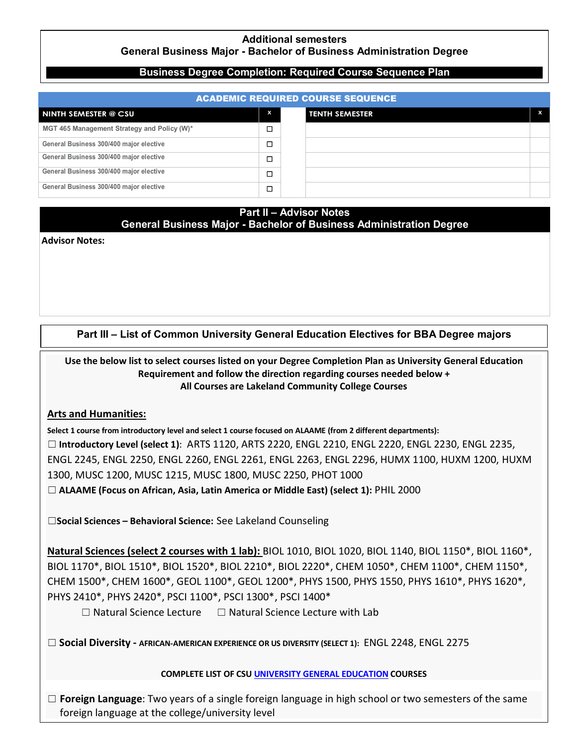## Additional semesters
## General Business Major - Bachelor of Business Administration Degree

**Business Degree Completion: Required Course Sequence Plan**

**ACADEMIC REQUIRED COURSE SEQUENCE**

| NINTH SEMESTER @ CSU | x | TENTH SEMESTER | x |
|---|---|---|---|
| MGT 465 Management Strategy and Policy (W)* | ☐ | | |
| General Business 300/400 major elective | ☐ | | |
| General Business 300/400 major elective | ☐ | | |
| General Business 300/400 major elective | ☐ | | |
| General Business 300/400 major elective | ☐ | | |

## Part II – Advisor Notes
## General Business Major - Bachelor of Business Administration Degree

**Advisor Notes:**

## Part III – List of Common University General Education Electives for BBA Degree majors

**Use the below list to select courses listed on your Degree Completion Plan as University General Education Requirement and follow the direction regarding courses needed below +**
**All Courses are Lakeland Community College Courses**

**Arts and Humanities:**

**Select 1 course from introductory level and select 1 course focused on ALAAME (from 2 different departments):**

☐ **Introductory Level (select 1)**: ARTS 1120, ARTS 2220, ENGL 2210, ENGL 2220, ENGL 2230, ENGL 2235, ENGL 2245, ENGL 2250, ENGL 2260, ENGL 2261, ENGL 2263, ENGL 2296, HUMX 1100, HUXM 1200, HUXM 1300, MUSC 1200, MUSC 1215, MUSC 1800, MUSC 2250, PHOT 1000

☐ **ALAAME (Focus on African, Asia, Latin America or Middle East) (select 1):** PHIL 2000

☐**Social Sciences – Behavioral Science:** See Lakeland Counseling

**Natural Sciences (select 2 courses with 1 lab):** BIOL 1010, BIOL 1020, BIOL 1140, BIOL 1150*, BIOL 1160*, BIOL 1170*, BIOL 1510*, BIOL 1520*, BIOL 2210*, BIOL 2220*, CHEM 1050*, CHEM 1100*, CHEM 1150*, CHEM 1500*, CHEM 1600*, GEOL 1100*, GEOL 1200*, PHYS 1500, PHYS 1550, PHYS 1610*, PHYS 1620*, PHYS 2410*, PHYS 2420*, PSCI 1100*, PSCI 1300*, PSCI 1400*

☐ Natural Science Lecture ☐ Natural Science Lecture with Lab

☐ **Social Diversity - AFRICAN-AMERICAN EXPERIENCE OR US DIVERSITY (SELECT 1):** ENGL 2248, ENGL 2275

**COMPLETE LIST OF CSU UNIVERSITY GENERAL EDUCATION COURSES**

☐ **Foreign Language**: Two years of a single foreign language in high school or two semesters of the same foreign language at the college/university level